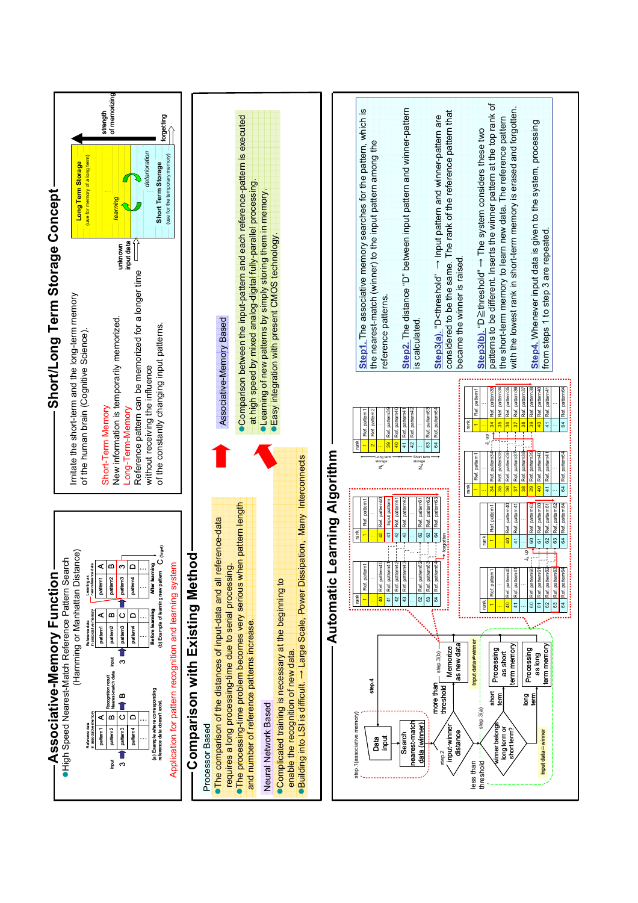# Associative-Memory Function

- High Speed Nearest-Match Reference Pattern Search (Hamming or Manhattan Distance)

(a) Example where corresponding reference data doesn't exist.

(b) Example of learning new pattern C (target)

Application for pattern recognition and learning system

# Short/Long Term Storage Concept

Imitate the short-term and the long-term memory of the human brain (Cognitive Science).

Short-Term Memory
New information is temporarily memorized.

Long-Term-Memory
Reference pattern can be memorized for a longer time without receiving the influence of the constantly changing input patterns.

Long Term Storage (use for memory of a long term)

Short Term Storage (use for the temporary memory)

learning, deterioration, unknown input data, strength of memorizing, forgetting

# Comparison with Existing Method

Processor Based

- The comparison of the distances of input-data and all reference-data requires a long processing-time due to serial processing.
- The processing-time problem becomes very serious when pattern length and number of reference patterns increase.

Neural Network Based

- Complicated training is necessary at the beginning to enable the recognition of new data.
- Building into LSI is difficult. → Large Scale, Power Dissipation, Many Interconnects

Associative-Memory Based

- Comparison between the input-pattern and each reference-pattern is executed at high speed by mixed analog-digital fully-parallel processing.
- Learning of new patterns by simply storing them in memory.
- Easy integration with present CMOS technology.

# Automatic Learning Algorithm

**Step1.** The associative memory searches for the pattern, which is the nearest-match (winner) to the input pattern among the reference patterns.

**Step2.** The distance "D" between input pattern and winner-pattern is calculated.

**Step3(a).** "D<threshold" → Input pattern and winner-pattern are considered to be the same. The rank of the reference pattern that became the winner is raised.

**Step3(b).** "D≧threshold" → The system considers these two patterns to be different. Inserts the winner pattern at the top rank of the short-term memory to learn new data. The reference pattern with the lowest rank in short-term memory is erased and forgotten.

**Step4.** Whenever input data is given to the system, processing from steps 1 to step 3 are repeated.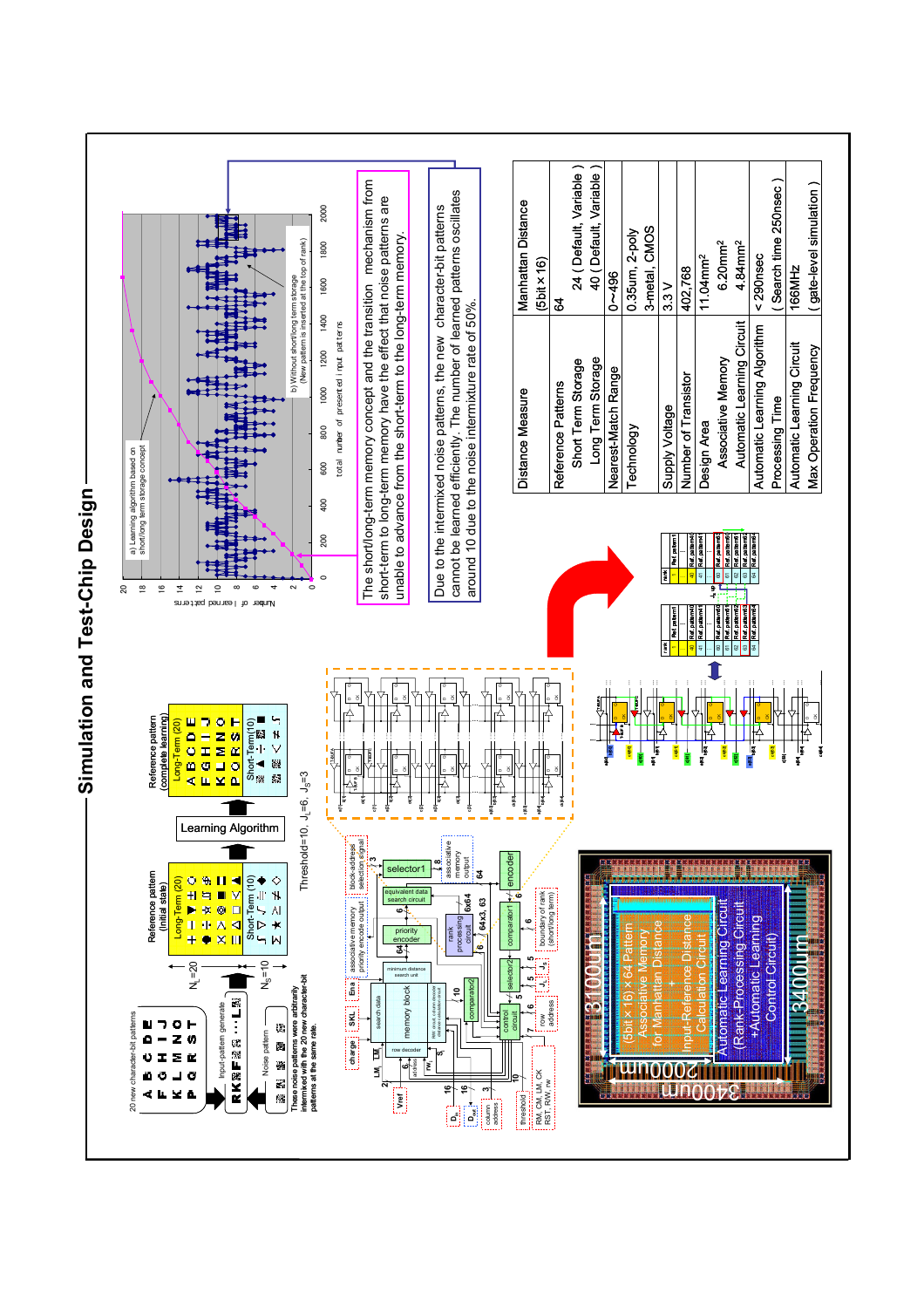# Simulation and Test-Chip Design

20 new character-bit patterns

Input-pattern generate

Noise pattern

These noise patterns were arbitrarily intermixed with the 20 new character-bit patterns at the same rate.

$N_L=20$

$N_S=10$

Reference pattern (initial state)

Long-Term (20)

Short-Term (10)

Learning Algorithm

Reference pattern (complete learning)

Long-Term (20)

A B C D E
F G H I J
K L M N O
P Q R S T

Short-Term (10)

Threshold=10, $J_L=6$, $J_S=3$

a) Learning algorithm based on short/long term storage concept

b) Without short/long term storage (New pattern is inserted at the top of rank)

Number of learned patterns

total number of presented input patterns

0 200 400 600 800 1000 1200 1400 1600 1800 2000

0 2 4 6 8 10 12 14 16 18 20

The short/long-term memory concept and the transition mechanism from short-term to long-term memory have the effect that noise patterns are unable to advance from the short-term to the long-term memory.

Due to the intermixed noise patterns, the new character-bit patterns cannot be learned efficiently. The number of learned patterns oscillates around 10 due to the noise intermixture rate of 50%.

| | |
|---|---|
| Distance Measure | Manhattan Distance (5bit x 16) |
| Reference Patterns | 64 |
| Short Term Storage | 24 ( Default, Variable ) |
| Long Term Storage | 40 ( Default, Variable ) |
| Nearest-Match Range | 0~496 |
| Technology | 0.35um, 2-poly 3-metal, CMOS |
| Supply Voltage | 3.3 V |
| Number of Transistor | 402,768 |
| Design Area | 11.04mm$^2$ |
| Associative Memory | 6.20mm$^2$ |
| Automatic Learning Circuit | 4.84mm$^2$ |
| Automatic Learning Algorithm Processing Time | < 290nsec ( Search time 250nsec ) |
| Automatic Learning Circuit Max Operation Frequency | 166MHz ( gate-level simulation ) |

3100um

2000um

3400um

3400um

(5bit×16)×64 Pattern Associative Memory for Manhattan Distance + Input-Reference Distance Calculation Circuit

Automatic Learning Circuit (Rank-Processing Circuit +Automatic Learning Control Circuit)